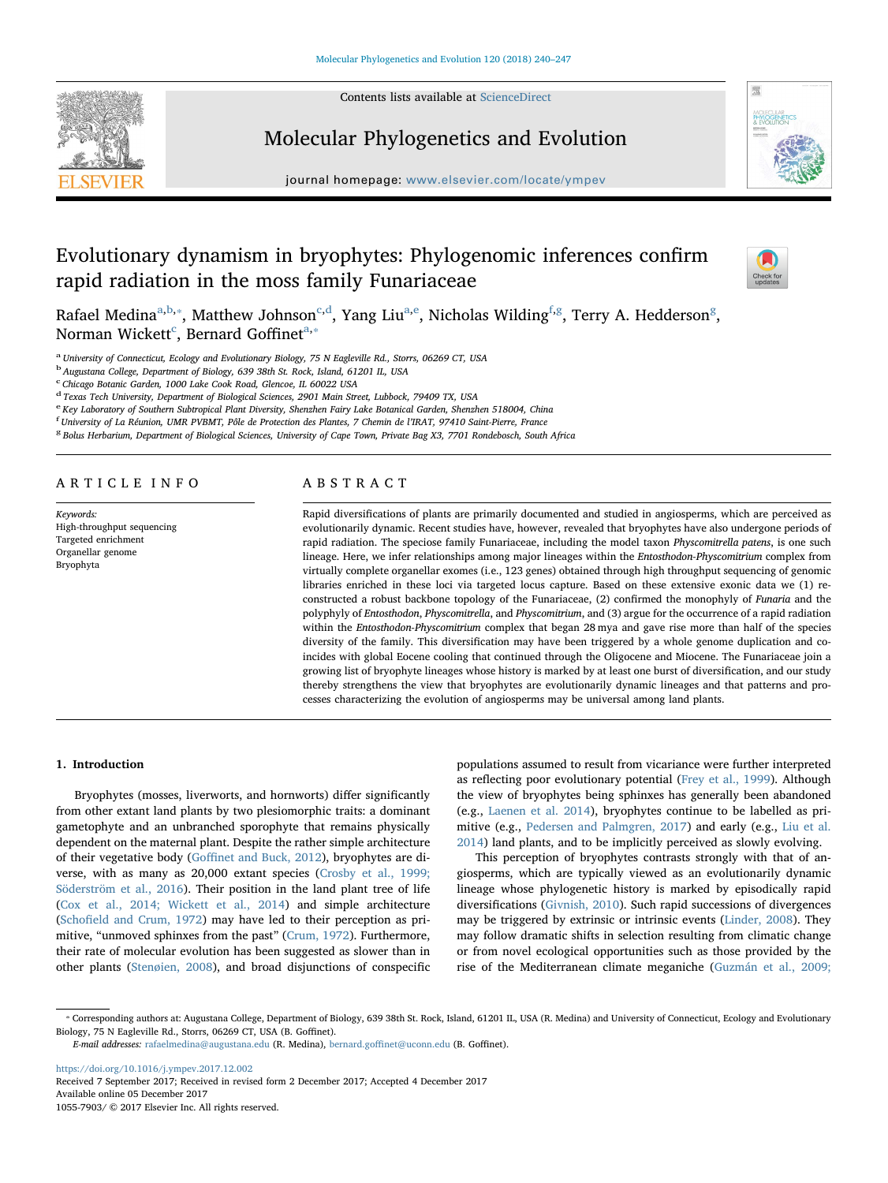Contents lists available at ScienceDirect

# Molecular Phylogenetics and Evolution

journal homepage: www.elsevier.com/locate/ympev

# Evolutionary dynamism in bryophytes: Phylogenomic inferences confirm rapid radiation in the moss family Funariaceae

Rafael Medina[a,b,*], Matthew Johnson[c,d], Yang Liu[a,e], Nicholas Wilding[f,g], Terry A. Hedderson[g], Norman Wickett[c], Bernard Goffinet[a,*]

[a] University of Connecticut, Ecology and Evolutionary Biology, 75 N Eagleville Rd., Storrs, 06269 CT, USA
[b] Augustana College, Department of Biology, 639 38th St. Rock, Island, 61201 IL, USA
[c] Chicago Botanic Garden, 1000 Lake Cook Road, Glencoe, IL 60022 USA
[d] Texas Tech University, Department of Biological Sciences, 2901 Main Street, Lubbock, 79409 TX, USA
[e] Key Laboratory of Southern Subtropical Plant Diversity, Shenzhen Fairy Lake Botanical Garden, Shenzhen 518004, China
[f] University of La Réunion, UMR PVBMT, Pôle de Protection des Plantes, 7 Chemin de l'IRAT, 97410 Saint-Pierre, France
[g] Bolus Herbarium, Department of Biological Sciences, University of Cape Town, Private Bag X3, 7701 Rondebosch, South Africa

## ARTICLE INFO

*Keywords:*
High-throughput sequencing
Targeted enrichment
Organellar genome
Bryophyta

## ABSTRACT

Rapid diversifications of plants are primarily documented and studied in angiosperms, which are perceived as evolutionarily dynamic. Recent studies have, however, revealed that bryophytes have also undergone periods of rapid radiation. The speciose family Funariaceae, including the model taxon *Physcomitrella patens*, is one such lineage. Here, we infer relationships among major lineages within the *Entosthodon-Physcomitrium* complex from virtually complete organellar exomes (i.e., 123 genes) obtained through high throughput sequencing of genomic libraries enriched in these loci via targeted locus capture. Based on these extensive exonic data we (1) reconstructed a robust backbone topology of the Funariaceae, (2) confirmed the monophyly of *Funaria* and the polyphyly of *Entosthodon*, *Physcomitrella*, and *Physcomitrium*, and (3) argue for the occurrence of a rapid radiation within the *Entosthodon-Physcomitrium* complex that began 28 mya and gave rise more than half of the species diversity of the family. This diversification may have been triggered by a whole genome duplication and coincides with global Eocene cooling that continued through the Oligocene and Miocene. The Funariaceae join a growing list of bryophyte lineages whose history is marked by at least one burst of diversification, and our study thereby strengthens the view that bryophytes are evolutionarily dynamic lineages and that patterns and processes characterizing the evolution of angiosperms may be universal among land plants.

## 1. Introduction

Bryophytes (mosses, liverworts, and hornworts) differ significantly from other extant land plants by two plesiomorphic traits: a dominant gametophyte and an unbranched sporophyte that remains physically dependent on the maternal plant. Despite the rather simple architecture of their vegetative body (Goffinet and Buck, 2012), bryophytes are diverse, with as many as 20,000 extant species (Crosby et al., 1999; Söderström et al., 2016). Their position in the land plant tree of life (Cox et al., 2014; Wickett et al., 2014) and simple architecture (Schofield and Crum, 1972) may have led to their perception as primitive, "unmoved sphinxes from the past" (Crum, 1972). Furthermore, their rate of molecular evolution has been suggested as slower than in other plants (Stenøien, 2008), and broad disjunctions of conspecific populations assumed to result from vicariance were further interpreted as reflecting poor evolutionary potential (Frey et al., 1999). Although the view of bryophytes being sphinxes has generally been abandoned (e.g., Laenen et al. 2014), bryophytes continue to be labelled as primitive (e.g., Pedersen and Palmgren, 2017) and early (e.g., Liu et al. 2014) land plants, and to be implicitly perceived as slowly evolving.

This perception of bryophytes contrasts strongly with that of angiosperms, which are typically viewed as an evolutionarily dynamic lineage whose phylogenetic history is marked by episodically rapid diversifications (Givnish, 2010). Such rapid successions of divergences may be triggered by extrinsic or intrinsic events (Linder, 2008). They may follow dramatic shifts in selection resulting from climatic change or from novel ecological opportunities such as those provided by the rise of the Mediterranean climate meganiche (Guzmán et al., 2009;

* Corresponding authors at: Augustana College, Department of Biology, 639 38th St. Rock, Island, 61201 IL, USA (R. Medina) and University of Connecticut, Ecology and Evolutionary Biology, 75 N Eagleville Rd., Storrs, 06269 CT, USA (B. Goffinet).
*E-mail addresses:* rafaelmedina@augustana.edu (R. Medina), bernard.goffinet@uconn.edu (B. Goffinet).

https://doi.org/10.1016/j.ympev.2017.12.002
Received 7 September 2017; Received in revised form 2 December 2017; Accepted 4 December 2017
Available online 05 December 2017
1055-7903/ © 2017 Elsevier Inc. All rights reserved.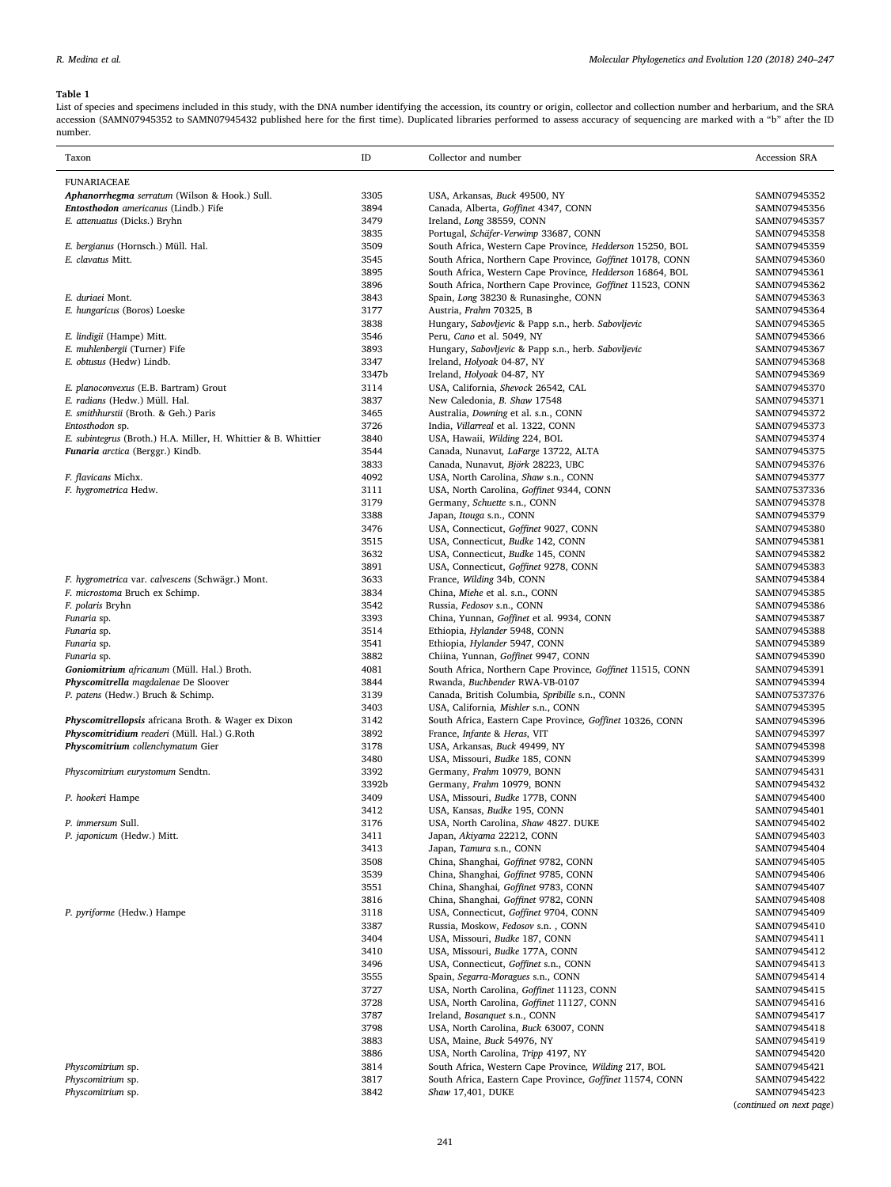**Table 1**

List of species and specimens included in this study, with the DNA number identifying the accession, its country or origin, collector and collection number and herbarium, and the SRA accession (SAMN07945352 to SAMN07945432 published here for the first time). Duplicated libraries performed to assess accuracy of sequencing are marked with a "b" after the ID number.

| Taxon | ID | Collector and number | Accession SRA |
|---|---|---|---|
| FUNARIACEAE | | | |
| ***Aphanorrhegma*** *serratum* (Wilson & Hook.) Sull. | 3305 | USA, Arkansas, *Buck* 49500, NY | SAMN07945352 |
| ***Entosthodon*** *americanus* (Lindb.) Fife | 3894 | Canada, Alberta, *Goffinet* 4347, CONN | SAMN07945356 |
| *E. attenuatus* (Dicks.) Bryhn | 3479 | Ireland, *Long* 38559, CONN | SAMN07945357 |
| | 3835 | Portugal, *Schäfer-Verwimp* 33687, CONN | SAMN07945358 |
| *E. bergianus* (Hornsch.) Müll. Hal. | 3509 | South Africa, Western Cape Province, *Hedderson* 15250, BOL | SAMN07945359 |
| *E. clavatus* Mitt. | 3545 | South Africa, Northern Cape Province, *Goffinet* 10178, CONN | SAMN07945360 |
| | 3895 | South Africa, Western Cape Province, *Hedderson* 16864, BOL | SAMN07945361 |
| | 3896 | South Africa, Northern Cape Province, *Goffinet* 11523, CONN | SAMN07945362 |
| *E. duriaei* Mont. | 3843 | Spain, *Long* 38230 & Runasinghe, CONN | SAMN07945363 |
| *E. hungaricus* (Boros) Loeske | 3177 | Austria, *Frahm* 70325, B | SAMN07945364 |
| | 3838 | Hungary, *Sabovljevic* & Papp s.n., herb. *Sabovljevic* | SAMN07945365 |
| *E. lindigii* (Hampe) Mitt. | 3546 | Peru, *Cano* et al. 5049, NY | SAMN07945366 |
| *E. muhlenbergii* (Turner) Fife | 3893 | Hungary, *Sabovljevic* & Papp s.n., herb. *Sabovljevic* | SAMN07945367 |
| *E. obtusus* (Hedw) Lindb. | 3347 | Ireland, *Holyoak* 04-87, NY | SAMN07945368 |
| | 3347b | Ireland, *Holyoak* 04-87, NY | SAMN07945369 |
| *E. planoconvexus* (E.B. Bartram) Grout | 3114 | USA, California, *Shevock* 26542, CAL | SAMN07945370 |
| *E. radians* (Hedw.) Müll. Hal. | 3837 | New Caledonia, *B. Shaw* 17548 | SAMN07945371 |
| *E. smithhurstii* (Broth. & Geh.) Paris | 3465 | Australia, *Downing* et al. s.n., CONN | SAMN07945372 |
| *Entosthodon* sp. | 3726 | India, *Villarreal* et al. 1322, CONN | SAMN07945373 |
| *E. subintegrus* (Broth.) H.A. Miller, H. Whittier & B. Whittier | 3840 | USA, Hawaii, *Wilding* 224, BOL | SAMN07945374 |
| ***Funaria*** *arctica* (Berggr.) Kindb. | 3544 | Canada, Nunavut, *LaFarge* 13722, ALTA | SAMN07945375 |
| | 3833 | Canada, Nunavut, *Björk* 28223, UBC | SAMN07945376 |
| *F. flavicans* Michx. | 4092 | USA, North Carolina, *Shaw* s.n., CONN | SAMN07945377 |
| *F. hygrometrica* Hedw. | 3111 | USA, North Carolina, *Goffinet* 9344, CONN | SAMN07537336 |
| | 3179 | Germany, *Schuette* s.n., CONN | SAMN07945378 |
| | 3388 | Japan, *Itouga* s.n., CONN | SAMN07945379 |
| | 3476 | USA, Connecticut, *Goffinet* 9027, CONN | SAMN07945380 |
| | 3515 | USA, Connecticut, *Budke* 142, CONN | SAMN07945381 |
| | 3632 | USA, Connecticut, *Budke* 145, CONN | SAMN07945382 |
| | 3891 | USA, Connecticut, *Goffinet* 9278, CONN | SAMN07945383 |
| *F. hygrometrica* var. *calvescens* (Schwägr.) Mont. | 3633 | France, *Wilding* 34b, CONN | SAMN07945384 |
| *F. microstoma* Bruch ex Schimp. | 3834 | China, *Miehe* et al. s.n., CONN | SAMN07945385 |
| *F. polaris* Bryhn | 3542 | Russia, *Fedosov* s.n., CONN | SAMN07945386 |
| *Funaria* sp. | 3393 | China, Yunnan, *Goffinet* et al. 9934, CONN | SAMN07945387 |
| *Funaria* sp. | 3514 | Ethiopia, *Hylander* 5948, CONN | SAMN07945388 |
| *Funaria* sp. | 3541 | Ethiopia, *Hylander* 5947, CONN | SAMN07945389 |
| *Funaria* sp. | 3882 | Chiina, Yunnan, *Goffinet* 9947, CONN | SAMN07945390 |
| ***Goniomitrium*** *africanum* (Müll. Hal.) Broth. | 4081 | South Africa, Northern Cape Province, *Goffinet* 11515, CONN | SAMN07945391 |
| ***Physcomitrella*** *magdalenae* De Sloover | 3844 | Rwanda, *Buchbender* RWA-VB-0107 | SAMN07945394 |
| *P. patens* (Hedw.) Bruch & Schimp. | 3139 | Canada, British Columbia, *Spribille* s.n., CONN | SAMN07537376 |
| | 3403 | USA, California, *Mishler* s.n., CONN | SAMN07945395 |
| ***Physcomitrellopsis*** africana Broth. & Wager ex Dixon | 3142 | South Africa, Eastern Cape Province, *Goffinet* 10326, CONN | SAMN07945396 |
| ***Physcomitridium*** *readeri* (Müll. Hal.) G.Roth | 3892 | France, *Infante* & *Heras*, VIT | SAMN07945397 |
| ***Physcomitrium*** *collenchymatum* Gier | 3178 | USA, Arkansas, *Buck* 49499, NY | SAMN07945398 |
| | 3480 | USA, Missouri, *Budke* 185, CONN | SAMN07945399 |
| *Physcomitrium eurystomum* Sendtn. | 3392 | Germany, *Frahm* 10979, BONN | SAMN07945431 |
| | 3392b | Germany, *Frahm* 10979, BONN | SAMN07945432 |
| *P. hookeri* Hampe | 3409 | USA, Missouri, *Budke* 177B, CONN | SAMN07945400 |
| | 3412 | USA, Kansas, *Budke* 195, CONN | SAMN07945401 |
| *P. immersum* Sull. | 3176 | USA, North Carolina, *Shaw* 4827. DUKE | SAMN07945402 |
| *P. japonicum* (Hedw.) Mitt. | 3411 | Japan, *Akiyama* 22212, CONN | SAMN07945403 |
| | 3413 | Japan, *Tamura* s.n., CONN | SAMN07945404 |
| | 3508 | China, Shanghai, *Goffinet* 9782, CONN | SAMN07945405 |
| | 3539 | China, Shanghai, *Goffinet* 9785, CONN | SAMN07945406 |
| | 3551 | China, Shanghai, *Goffinet* 9783, CONN | SAMN07945407 |
| | 3816 | China, Shanghai, *Goffinet* 9782, CONN | SAMN07945408 |
| *P. pyriforme* (Hedw.) Hampe | 3118 | USA, Connecticut, *Goffinet* 9704, CONN | SAMN07945409 |
| | 3387 | Russia, Moskow, *Fedosov* s.n. , CONN | SAMN07945410 |
| | 3404 | USA, Missouri, *Budke* 187, CONN | SAMN07945411 |
| | 3410 | USA, Missouri, *Budke* 177A, CONN | SAMN07945412 |
| | 3496 | USA, Connecticut, *Goffinet* s.n., CONN | SAMN07945413 |
| | 3555 | Spain, *Segarra-Moragues* s.n., CONN | SAMN07945414 |
| | 3727 | USA, North Carolina, *Goffinet* 11123, CONN | SAMN07945415 |
| | 3728 | USA, North Carolina, *Goffinet* 11127, CONN | SAMN07945416 |
| | 3787 | Ireland, *Bosanquet* s.n., CONN | SAMN07945417 |
| | 3798 | USA, North Carolina, *Buck* 63007, CONN | SAMN07945418 |
| | 3883 | USA, Maine, *Buck* 54976, NY | SAMN07945419 |
| | 3886 | USA, North Carolina, *Tripp* 4197, NY | SAMN07945420 |
| *Physcomitrium* sp. | 3814 | South Africa, Western Cape Province, *Wilding* 217, BOL | SAMN07945421 |
| *Physcomitrium* sp. | 3817 | South Africa, Eastern Cape Province, *Goffinet* 11574, CONN | SAMN07945422 |
| *Physcomitrium* sp. | 3842 | *Shaw* 17,401, DUKE | SAMN07945423 |

(*continued on next page*)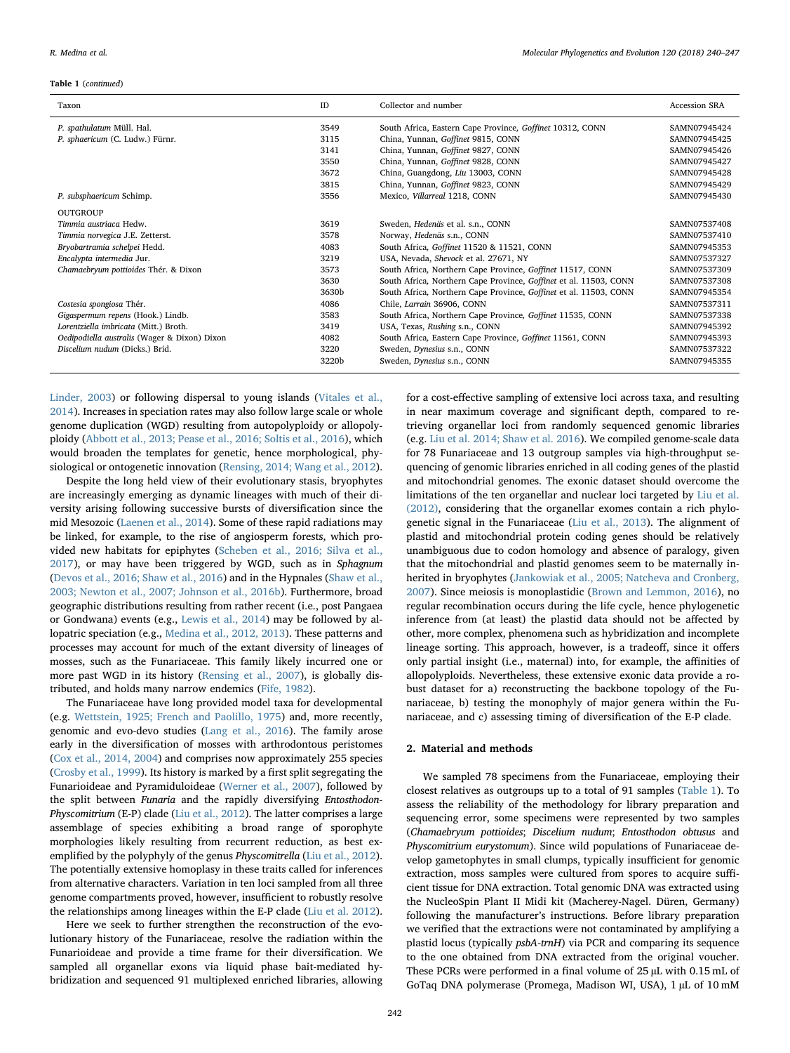**Table 1** (*continued*)

| Taxon | ID | Collector and number | Accession SRA |
|---|---|---|---|
| *P. spathulatum* Müll. Hal. | 3549 | South Africa, Eastern Cape Province, *Goffinet* 10312, CONN | SAMN07945424 |
| *P. sphaericum* (C. Ludw.) Fürnr. | 3115 | China, Yunnan, *Goffinet* 9815, CONN | SAMN07945425 |
| | 3141 | China, Yunnan, *Goffinet* 9827, CONN | SAMN07945426 |
| | 3550 | China, Yunnan, *Goffinet* 9828, CONN | SAMN07945427 |
| | 3672 | China, Guangdong, *Liu* 13003, CONN | SAMN07945428 |
| | 3815 | China, Yunnan, *Goffinet* 9823, CONN | SAMN07945429 |
| *P. subsphaericum* Schimp. | 3556 | Mexico, *Villarreal* 1218, CONN | SAMN07945430 |
| OUTGROUP | | | |
| *Timmia austriaca* Hedw. | 3619 | Sweden, *Hedenäs* et al. s.n., CONN | SAMN07537408 |
| *Timmia norvegica* J.E. Zetterst. | 3578 | Norway, *Hedenäs* s.n., CONN | SAMN07537410 |
| *Bryobartramia schelpei* Hedd. | 4083 | South Africa, *Goffinet* 11520 & 11521, CONN | SAMN07945353 |
| *Encalypta intermedia* Jur. | 3219 | USA, Nevada, *Shevock* et al. 27671, NY | SAMN07537327 |
| *Chamaebryum pottioides* Thér. & Dixon | 3573 | South Africa, Northern Cape Province, *Goffinet* 11517, CONN | SAMN07537309 |
| | 3630 | South Africa, Northern Cape Province, *Goffinet* et al. 11503, CONN | SAMN07537308 |
| | 3630b | South Africa, Northern Cape Province, *Goffinet* et al. 11503, CONN | SAMN07945354 |
| *Costesia spongiosa* Thér. | 4086 | Chile, *Larrain* 36906, CONN | SAMN07537311 |
| *Gigaspermum repens* (Hook.) Lindb. | 3583 | South Africa, Northern Cape Province, *Goffinet* 11535, CONN | SAMN07537338 |
| *Lorentziella imbricata* (Mitt.) Broth. | 3419 | USA, Texas, *Rushing* s.n., CONN | SAMN07945392 |
| *Oedipodiella australis* (Wager & Dixon) Dixon | 4082 | South Africa, Eastern Cape Province, *Goffinet* 11561, CONN | SAMN07945393 |
| *Discelium nudum* (Dicks.) Brid. | 3220 | Sweden, *Dynesius* s.n., CONN | SAMN07537322 |
| | 3220b | Sweden, *Dynesius* s.n., CONN | SAMN07945355 |

Linder, 2003) or following dispersal to young islands (Vitales et al., 2014). Increases in speciation rates may also follow large scale or whole genome duplication (WGD) resulting from autopolyploidy or allopolyploidy (Abbott et al., 2013; Pease et al., 2016; Soltis et al., 2016), which would broaden the templates for genetic, hence morphological, physiological or ontogenetic innovation (Rensing, 2014; Wang et al., 2012).

Despite the long held view of their evolutionary stasis, bryophytes are increasingly emerging as dynamic lineages with much of their diversity arising following successive bursts of diversification since the mid Mesozoic (Laenen et al., 2014). Some of these rapid radiations may be linked, for example, to the rise of angiosperm forests, which provided new habitats for epiphytes (Scheben et al., 2016; Silva et al., 2017), or may have been triggered by WGD, such as in *Sphagnum* (Devos et al., 2016; Shaw et al., 2016) and in the Hypnales (Shaw et al., 2003; Newton et al., 2007; Johnson et al., 2016b). Furthermore, broad geographic distributions resulting from rather recent (i.e., post Pangaea or Gondwana) events (e.g., Lewis et al., 2014) may be followed by allopatric speciation (e.g., Medina et al., 2012, 2013). These patterns and processes may account for much of the extant diversity of lineages of mosses, such as the Funariaceae. This family likely incurred one or more past WGD in its history (Rensing et al., 2007), is globally distributed, and holds many narrow endemics (Fife, 1982).

The Funariaceae have long provided model taxa for developmental (e.g. Wettstein, 1925; French and Paolillo, 1975) and, more recently, genomic and evo-devo studies (Lang et al., 2016). The family arose early in the diversification of mosses with arthrodontous peristomes (Cox et al., 2014, 2004) and comprises now approximately 255 species (Crosby et al., 1999). Its history is marked by a first split segregating the Funarioideae and Pyramiduloideae (Werner et al., 2007), followed by the split between *Funaria* and the rapidly diversifying *Entosthodon*-*Physcomitrium* (E-P) clade (Liu et al., 2012). The latter comprises a large assemblage of species exhibiting a broad range of sporophyte morphologies likely resulting from recurrent reduction, as best exemplified by the polyphyly of the genus *Physcomitrella* (Liu et al., 2012). The potentially extensive homoplasy in these traits called for inferences from alternative characters. Variation in ten loci sampled from all three genome compartments proved, however, insufficient to robustly resolve the relationships among lineages within the E-P clade (Liu et al. 2012).

Here we seek to further strengthen the reconstruction of the evolutionary history of the Funariaceae, resolve the radiation within the Funarioideae and provide a time frame for their diversification. We sampled all organellar exons via liquid phase bait-mediated hybridization and sequenced 91 multiplexed enriched libraries, allowing for a cost-effective sampling of extensive loci across taxa, and resulting in near maximum coverage and significant depth, compared to retrieving organellar loci from randomly sequenced genomic libraries (e.g. Liu et al. 2014; Shaw et al. 2016). We compiled genome-scale data for 78 Funariaceae and 13 outgroup samples via high-throughput sequencing of genomic libraries enriched in all coding genes of the plastid and mitochondrial genomes. The exonic dataset should overcome the limitations of the ten organellar and nuclear loci targeted by Liu et al. (2012), considering that the organellar exomes contain a rich phylogenetic signal in the Funariaceae (Liu et al., 2013). The alignment of plastid and mitochondrial protein coding genes should be relatively unambiguous due to codon homology and absence of paralogy, given that the mitochondrial and plastid genomes seem to be maternally inherited in bryophytes (Jankowiak et al., 2005; Natcheva and Cronberg, 2007). Since meiosis is monoplastidic (Brown and Lemmon, 2016), no regular recombination occurs during the life cycle, hence phylogenetic inference from (at least) the plastid data should not be affected by other, more complex, phenomena such as hybridization and incomplete lineage sorting. This approach, however, is a tradeoff, since it offers only partial insight (i.e., maternal) into, for example, the affinities of allopolyploids. Nevertheless, these extensive exonic data provide a robust dataset for a) reconstructing the backbone topology of the Funariaceae, b) testing the monophyly of major genera within the Funariaceae, and c) assessing timing of diversification of the E-P clade.

## 2. Material and methods

We sampled 78 specimens from the Funariaceae, employing their closest relatives as outgroups up to a total of 91 samples (Table 1). To assess the reliability of the methodology for library preparation and sequencing error, some specimens were represented by two samples (*Chamaebryum pottioides*; *Discelium nudum*; *Entosthodon obtusus* and *Physcomitrium eurystomum*). Since wild populations of Funariaceae develop gametophytes in small clumps, typically insufficient for genomic extraction, moss samples were cultured from spores to acquire sufficient tissue for DNA extraction. Total genomic DNA was extracted using the NucleoSpin Plant II Midi kit (Macherey-Nagel. Düren, Germany) following the manufacturer's instructions. Before library preparation we verified that the extractions were not contaminated by amplifying a plastid locus (typically *psbA-trnH*) via PCR and comparing its sequence to the one obtained from DNA extracted from the original voucher. These PCRs were performed in a final volume of 25 µL with 0.15 mL of GoTaq DNA polymerase (Promega, Madison WI, USA), 1 µL of 10 mM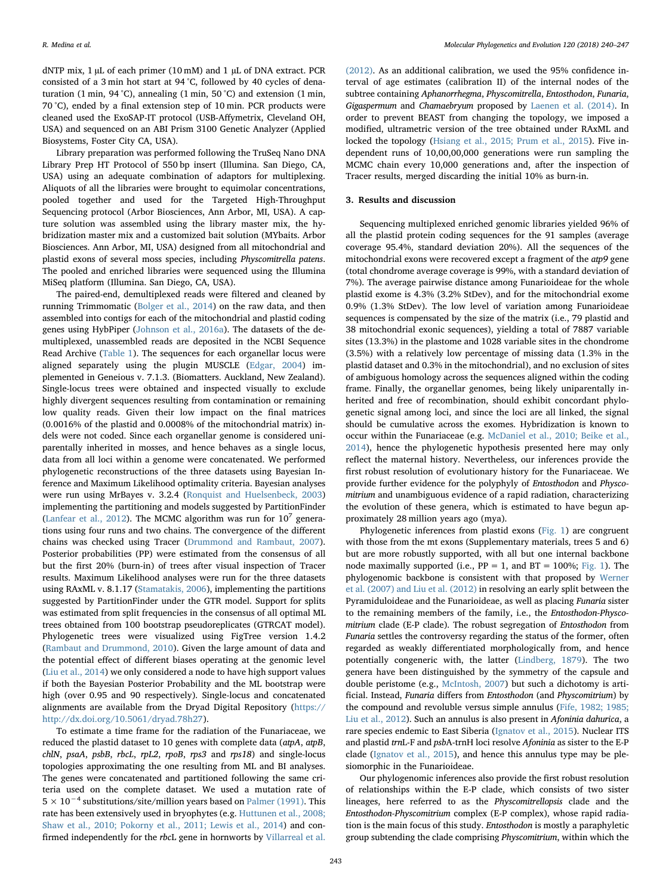dNTP mix, 1 μL of each primer (10 mM) and 1 μL of DNA extract. PCR consisted of a 3 min hot start at 94 °C, followed by 40 cycles of denaturation (1 min, 94 °C), annealing (1 min, 50 °C) and extension (1 min, 70 °C), ended by a final extension step of 10 min. PCR products were cleaned used the ExoSAP-IT protocol (USB-Affymetrix, Cleveland OH, USA) and sequenced on an ABI Prism 3100 Genetic Analyzer (Applied Biosystems, Foster City CA, USA).

Library preparation was performed following the TruSeq Nano DNA Library Prep HT Protocol of 550 bp insert (Illumina. San Diego, CA, USA) using an adequate combination of adaptors for multiplexing. Aliquots of all the libraries were brought to equimolar concentrations, pooled together and used for the Targeted High-Throughput Sequencing protocol (Arbor Biosciences, Ann Arbor, MI, USA). A capture solution was assembled using the library master mix, the hybridization master mix and a customized bait solution (MYbaits. Arbor Biosciences. Ann Arbor, MI, USA) designed from all mitochondrial and plastid exons of several moss species, including *Physcomitrella patens*. The pooled and enriched libraries were sequenced using the Illumina MiSeq platform (Illumina. San Diego, CA, USA).

The paired-end, demultiplexed reads were filtered and cleaned by running Trimmomatic (Bolger et al., 2014) on the raw data, and then assembled into contigs for each of the mitochondrial and plastid coding genes using HybPiper (Johnson et al., 2016a). The datasets of the demultiplexed, unassembled reads are deposited in the NCBI Sequence Read Archive (Table 1). The sequences for each organellar locus were aligned separately using the plugin MUSCLE (Edgar, 2004) implemented in Geneious v. 7.1.3. (Biomatters. Auckland, New Zealand). Single-locus trees were obtained and inspected visually to exclude highly divergent sequences resulting from contamination or remaining low quality reads. Given their low impact on the final matrices (0.0016% of the plastid and 0.0008% of the mitochondrial matrix) indels were not coded. Since each organellar genome is considered uniparentally inherited in mosses, and hence behaves as a single locus, data from all loci within a genome were concatenated. We performed phylogenetic reconstructions of the three datasets using Bayesian Inference and Maximum Likelihood optimality criteria. Bayesian analyses were run using MrBayes v. 3.2.4 (Ronquist and Huelsenbeck, 2003) implementing the partitioning and models suggested by PartitionFinder (Lanfear et al., 2012). The MCMC algorithm was run for $10^7$ generations using four runs and two chains. The convergence of the different chains was checked using Tracer (Drummond and Rambaut, 2007). Posterior probabilities (PP) were estimated from the consensus of all but the first 20% (burn-in) of trees after visual inspection of Tracer results. Maximum Likelihood analyses were run for the three datasets using RAxML v. 8.1.17 (Stamatakis, 2006), implementing the partitions suggested by PartitionFinder under the GTR model. Support for splits was estimated from split frequencies in the consensus of all optimal ML trees obtained from 100 bootstrap pseudoreplicates (GTRCAT model). Phylogenetic trees were visualized using FigTree version 1.4.2 (Rambaut and Drummond, 2010). Given the large amount of data and the potential effect of different biases operating at the genomic level (Liu et al., 2014) we only considered a node to have high support values if both the Bayesian Posterior Probability and the ML bootstrap were high (over 0.95 and 90 respectively). Single-locus and concatenated alignments are available from the Dryad Digital Repository (https://http://dx.doi.org/10.5061/dryad.78h27).

To estimate a time frame for the radiation of the Funariaceae, we reduced the plastid dataset to 10 genes with complete data (*atpA*, *atpB*, *chlN*, *psaA*, *psbB*, *rbcL*, *rpL2*, *rpoB*, *rps3* and *rps18*) and single-locus topologies approximating the one resulting from ML and BI analyses. The genes were concatenated and partitioned following the same criteria used on the complete dataset. We used a mutation rate of $5 \times 10^{-4}$ substitutions/site/million years based on Palmer (1991). This rate has been extensively used in bryophytes (e.g. Huttunen et al., 2008; Shaw et al., 2010; Pokorny et al., 2011; Lewis et al., 2014) and confirmed independently for the *rbc*L gene in hornworts by Villarreal et al. (2012). As an additional calibration, we used the 95% confidence interval of age estimates (calibration II) of the internal nodes of the subtree containing *Aphanorrhegma*, *Physcomitrella*, *Entosthodon*, *Funaria*, *Gigaspermum* and *Chamaebryum* proposed by Laenen et al. (2014). In order to prevent BEAST from changing the topology, we imposed a modified, ultrametric version of the tree obtained under RAxML and locked the topology (Hsiang et al., 2015; Prum et al., 2015). Five independent runs of 10,00,00,000 generations were run sampling the MCMC chain every 10,000 generations and, after the inspection of Tracer results, merged discarding the initial 10% as burn-in.

## 3. Results and discussion

Sequencing multiplexed enriched genomic libraries yielded 96% of all the plastid protein coding sequences for the 91 samples (average coverage 95.4%, standard deviation 20%). All the sequences of the mitochondrial exons were recovered except a fragment of the *atp9* gene (total chondrome average coverage is 99%, with a standard deviation of 7%). The average pairwise distance among Funarioideae for the whole plastid exome is 4.3% (3.2% StDev), and for the mitochondrial exome 0.9% (1.3% StDev). The low level of variation among Funarioideae sequences is compensated by the size of the matrix (i.e., 79 plastid and 38 mitochondrial exonic sequences), yielding a total of 7887 variable sites (13.3%) in the plastome and 1028 variable sites in the chondrome (3.5%) with a relatively low percentage of missing data (1.3% in the plastid dataset and 0.3% in the mitochondrial), and no exclusion of sites of ambiguous homology across the sequences aligned within the coding frame. Finally, the organellar genomes, being likely uniparentally inherited and free of recombination, should exhibit concordant phylogenetic signal among loci, and since the loci are all linked, the signal should be cumulative across the exomes. Hybridization is known to occur within the Funariaceae (e.g. McDaniel et al., 2010; Beike et al., 2014), hence the phylogenetic hypothesis presented here may only reflect the maternal history. Nevertheless, our inferences provide the first robust resolution of evolutionary history for the Funariaceae. We provide further evidence for the polyphyly of *Entosthodon* and *Physcomitrium* and unambiguous evidence of a rapid radiation, characterizing the evolution of these genera, which is estimated to have begun approximately 28 million years ago (mya).

Phylogenetic inferences from plastid exons (Fig. 1) are congruent with those from the mt exons (Supplementary materials, trees 5 and 6) but are more robustly supported, with all but one internal backbone node maximally supported (i.e., PP = 1, and BT = 100%; Fig. 1). The phylogenomic backbone is consistent with that proposed by Werner et al. (2007) and Liu et al. (2012) in resolving an early split between the Pyramiduloideae and the Funarioideae, as well as placing *Funaria* sister to the remaining members of the family, i.e., the *Entosthodon-Physcomitrium* clade (E-P clade). The robust segregation of *Entosthodon* from *Funaria* settles the controversy regarding the status of the former, often regarded as weakly differentiated morphologically from, and hence potentially congeneric with, the latter (Lindberg, 1879). The two genera have been distinguished by the symmetry of the capsule and double peristome (e.g., McIntosh, 2007) but such a dichotomy is artificial. Instead, *Funaria* differs from *Entosthodon* (and *Physcomitrium*) by the compound and revoluble versus simple annulus (Fife, 1982; 1985; Liu et al., 2012). Such an annulus is also present in *Afoninia dahurica*, a rare species endemic to East Siberia (Ignatov et al., 2015). Nuclear ITS and plastid *trn*L-F and *psb*A-trnH loci resolve *Afoninia* as sister to the E-P clade (Ignatov et al., 2015), and hence this annulus type may be plesiomorphic in the Funarioideae.

Our phylogenomic inferences also provide the first robust resolution of relationships within the E-P clade, which consists of two sister lineages, here referred to as the *Physcomitrellopsis* clade and the *Entosthodon-Physcomitrium* complex (E-P complex), whose rapid radiation is the main focus of this study. *Entosthodon* is mostly a paraphyletic group subtending the clade comprising *Physcomitrium*, within which the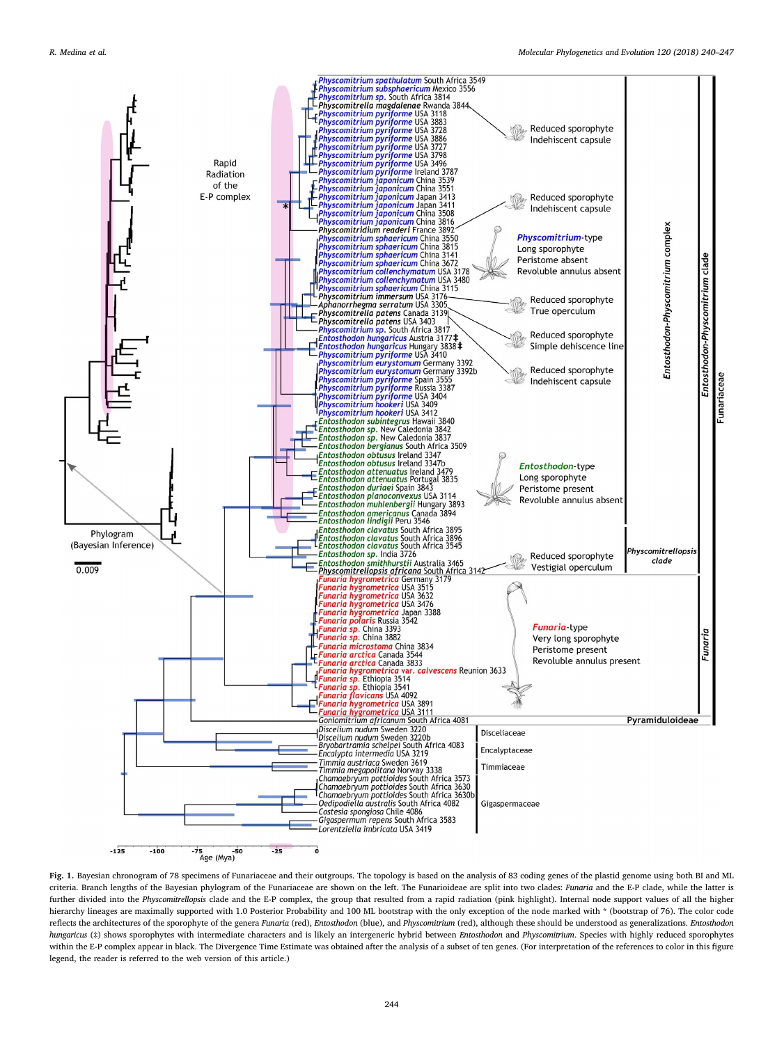Rapid
Radiation
of the
E-P complex

Phylogram
(Bayesian Inference)

0.009

*Physcomitrium spathulatum* South Africa 3549
*Physcomitrium subsphaericum* Mexico 3556
*Physcomitrium sp.* South Africa 3814
*Physcomitrella magdalenae* Rwanda 3844
*Physcomitrium pyriforme* USA 3118
*Physcomitrium pyriforme* USA 3883
*Physcomitrium pyriforme* USA 3728
*Physcomitrium pyriforme* USA 3886
*Physcomitrium pyriforme* USA 3727
*Physcomitrium pyriforme* USA 3798
*Physcomitrium pyriforme* USA 3496
*Physcomitrium pyriforme* Ireland 3787
*Physcomitrium japonicum* China 3539
*Physcomitrium japonicum* China 3551
*Physcomitrium japonicum* Japan 3413
*Physcomitrium japonicum* Japan 3411
*Physcomitrium japonicum* China 3508
*Physcomitrium japonicum* China 3816
*Physcomitridium readeri* France 3892
*Physcomitrium sphaericum* China 3550
*Physcomitrium sphaericum* China 3815
*Physcomitrium sphaericum* China 3141
*Physcomitrium sphaericum* China 3672
*Physcomitrium collenchymatum* USA 3178
*Physcomitrium collenchymatum* USA 3480
*Physcomitrium sphaericum* China 3115
*Physcomitrium immersum* USA 3176
*Aphanorrhegma serratum* USA 3305
*Physcomitrella patens* Canada 3139
*Physcomitrella patens* USA 3403
*Physcomitrium sp.* South Africa 3817
*Entosthodon hungaricus* Austria 3177‡
*Entosthodon hungaricus* Hungary 3838‡
*Physcomitrium pyriforme* USA 3410
*Physcomitrium eurystomum* Germany 3392
*Physcomitrium eurystomum* Germany 3392b
*Physcomitrium pyriforme* Spain 3555
*Physcomitrium pyriforme* Russia 3387
*Physcomitrium pyriforme* USA 3404
*Physcomitrium hookeri* USA 3409
*Physcomitrium hookeri* USA 3412
*Entosthodon subintegrus* Hawaii 3840
*Entosthodon sp.* New Caledonia 3842
*Entosthodon sp.* New Caledonia 3837
*Entosthodon bergianus* South Africa 3509
*Entosthodon obtusus* Ireland 3347
*Entosthodon obtusus* Ireland 3347b
*Entosthodon attenuatus* Ireland 3479
*Entosthodon attenuatus* Portugal 3835
*Entosthodon duriaei* Spain 3843
*Entosthodon planoconvexus* USA 3114
*Entosthodon muhlenbergii* Hungary 3893
*Entosthodon americanus* Canada 3894
*Entosthodon lindigii* Peru 3546
*Entosthodon clavatus* South Africa 3895
*Entosthodon clavatus* South Africa 3896
*Entosthodon clavatus* South Africa 3545
*Entosthodon sp.* India 3726
*Entosthodon smithhurstii* Australia 3465
*Physcomitrellopsis africana* South Africa 3142
*Funaria hygrometrica* Germany 3179
*Funaria hygrometrica* USA 3515
*Funaria hygrometrica* USA 3632
*Funaria hygrometrica* USA 3476
*Funaria hygrometrica* Japan 3388
*Funaria polaris* Russia 3542
*Funaria sp.* China 3393
*Funaria sp.* China 3882
*Funaria microstoma* China 3834
*Funaria arctica* Canada 3544
*Funaria arctica* Canada 3833
*Funaria hygrometrica var. calvescens* Reunion 3633
*Funaria sp.* Ethiopia 3514
*Funaria sp.* Ethiopia 3541
*Funaria flavicans* USA 4092
*Funaria hygrometrica* USA 3891
*Funaria hygrometrica* USA 3111
*Goniomitrium africanum* South Africa 4081
*Discelium nudum* Sweden 3220
*Discelium nudum* Sweden 3220b
*Bryobartramia schelpei* South Africa 4083
*Encalypta intermedia* USA 3219
*Timmia austriaca* Sweden 3619
*Timmia megapolitana* Norway 3338
*Chamaebryum pottioides* South Africa 3573
*Chamaebryum pottioides* South Africa 3630
*Chamaebryum pottioides* South Africa 3630b
*Oedipodiella australis* South Africa 4082
*Costesia spongiosa* Chile 4086
*Gigaspermum repens* South Africa 3583
*Lorentziella imbricata* USA 3419

Reduced sporophyte
Indehiscent capsule

Reduced sporophyte
Indehiscent capsule

*Physcomitrium*-type
Long sporophyte
Peristome absent
Revoluble annulus absent

Reduced sporophyte
True operculum

Reduced sporophyte
Simple dehiscence line

Reduced sporophyte
Indehiscent capsule

*Entosthodon*-type
Long sporophyte
Peristome present
Revoluble annulus absent

Reduced sporophyte
Vestigial operculum

*Funaria*-type
Very long sporophyte
Peristome present
Revoluble annulus present

*Entosthodon-Physcomitrium complex*
*Physcomitrellopsis clade*
*Entosthodon-Physcomitrium clade*
*Funaria*
Funariaceae
Pyramiduloideae
Disceliaceae
Encalyptaceae
Timmiaceae
Gigaspermaceae

-125 -100 -75 -50 -25 0
Age (Mya)

**Fig. 1.** Bayesian chronogram of 78 specimens of Funariaceae and their outgroups. The topology is based on the analysis of 83 coding genes of the plastid genome using both BI and ML criteria. Branch lengths of the Bayesian phylogram of the Funariaceae are shown on the left. The Funarioideae are split into two clades: *Funaria* and the E-P clade, while the latter is further divided into the *Physcomitrellopsis* clade and the E-P complex, the group that resulted from a rapid radiation (pink highlight). Internal node support values of all the higher hierarchy lineages are maximally supported with 1.0 Posterior Probability and 100 ML bootstrap with the only exception of the node marked with * (bootstrap of 76). The color code reflects the architectures of the sporophyte of the genera *Funaria* (red), *Entosthodon* (blue), and *Physcomitrium* (red), although these should be understood as generalizations. *Entosthodon hungaricus* (‡) shows sporophytes with intermediate characters and is likely an intergeneric hybrid between *Entosthodon* and *Physcomitrium*. Species with highly reduced sporophytes within the E-P complex appear in black. The Divergence Time Estimate was obtained after the analysis of a subset of ten genes. (For interpretation of the references to color in this figure legend, the reader is referred to the web version of this article.)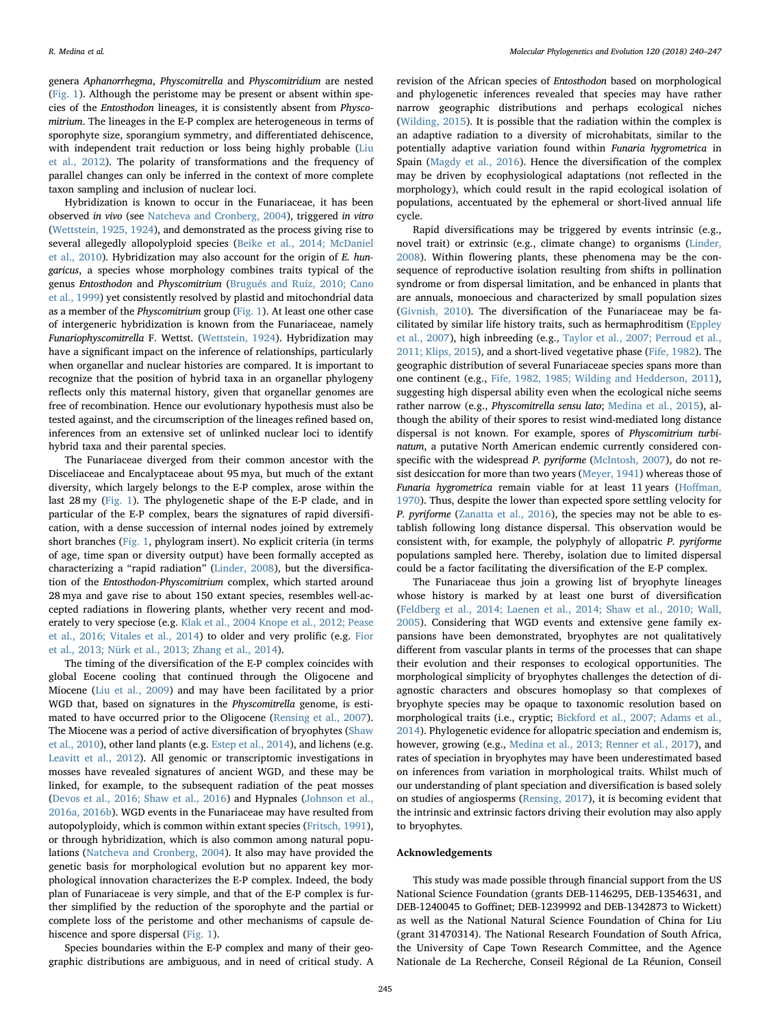genera *Aphanorrhegma*, *Physcomitrella* and *Physcomitridium* are nested (Fig. 1). Although the peristome may be present or absent within species of the *Entosthodon* lineages, it is consistently absent from *Physcomitrium*. The lineages in the E-P complex are heterogeneous in terms of sporophyte size, sporangium symmetry, and differentiated dehiscence, with independent trait reduction or loss being highly probable (Liu et al., 2012). The polarity of transformations and the frequency of parallel changes can only be inferred in the context of more complete taxon sampling and inclusion of nuclear loci.

Hybridization is known to occur in the Funariaceae, it has been observed *in vivo* (see Natcheva and Cronberg, 2004), triggered *in vitro* (Wettstein, 1925, 1924), and demonstrated as the process giving rise to several allegedly allopolyploid species (Beike et al., 2014; McDaniel et al., 2010). Hybridization may also account for the origin of *E. hungaricus*, a species whose morphology combines traits typical of the genus *Entosthodon* and *Physcomitrium* (Brugués and Ruiz, 2010; Cano et al., 1999) yet consistently resolved by plastid and mitochondrial data as a member of the *Physcomitrium* group (Fig. 1). At least one other case of intergeneric hybridization is known from the Funariaceae, namely *Funariophyscomitrella* F. Wettst. (Wettstein, 1924). Hybridization may have a significant impact on the inference of relationships, particularly when organellar and nuclear histories are compared. It is important to recognize that the position of hybrid taxa in an organellar phylogeny reflects only this maternal history, given that organellar genomes are free of recombination. Hence our evolutionary hypothesis must also be tested against, and the circumscription of the lineages refined based on, inferences from an extensive set of unlinked nuclear loci to identify hybrid taxa and their parental species.

The Funariaceae diverged from their common ancestor with the Disceliaceae and Encalyptaceae about 95 mya, but much of the extant diversity, which largely belongs to the E-P complex, arose within the last 28 my (Fig. 1). The phylogenetic shape of the E-P clade, and in particular of the E-P complex, bears the signatures of rapid diversification, with a dense succession of internal nodes joined by extremely short branches (Fig. 1, phylogram insert). No explicit criteria (in terms of age, time span or diversity output) have been formally accepted as characterizing a "rapid radiation" (Linder, 2008), but the diversification of the *Entosthodon-Physcomitrium* complex, which started around 28 mya and gave rise to about 150 extant species, resembles well-accepted radiations in flowering plants, whether very recent and moderately to very speciose (e.g. Klak et al., 2004 Knope et al., 2012; Pease et al., 2016; Vitales et al., 2014) to older and very prolific (e.g. Fior et al., 2013; Nürk et al., 2013; Zhang et al., 2014).

The timing of the diversification of the E-P complex coincides with global Eocene cooling that continued through the Oligocene and Miocene (Liu et al., 2009) and may have been facilitated by a prior WGD that, based on signatures in the *Physcomitrella* genome, is estimated to have occurred prior to the Oligocene (Rensing et al., 2007). The Miocene was a period of active diversification of bryophytes (Shaw et al., 2010), other land plants (e.g. Estep et al., 2014), and lichens (e.g. Leavitt et al., 2012). All genomic or transcriptomic investigations in mosses have revealed signatures of ancient WGD, and these may be linked, for example, to the subsequent radiation of the peat mosses (Devos et al., 2016; Shaw et al., 2016) and Hypnales (Johnson et al., 2016a, 2016b). WGD events in the Funariaceae may have resulted from autopolyploidy, which is common within extant species (Fritsch, 1991), or through hybridization, which is also common among natural populations (Natcheva and Cronberg, 2004). It also may have provided the genetic basis for morphological evolution but no apparent key morphological innovation characterizes the E-P complex. Indeed, the body plan of Funariaceae is very simple, and that of the E-P complex is further simplified by the reduction of the sporophyte and the partial or complete loss of the peristome and other mechanisms of capsule dehiscence and spore dispersal (Fig. 1).

Species boundaries within the E-P complex and many of their geographic distributions are ambiguous, and in need of critical study. A revision of the African species of *Entosthodon* based on morphological and phylogenetic inferences revealed that species may have rather narrow geographic distributions and perhaps ecological niches (Wilding, 2015). It is possible that the radiation within the complex is an adaptive radiation to a diversity of microhabitats, similar to the potentially adaptive variation found within *Funaria hygrometrica* in Spain (Magdy et al., 2016). Hence the diversification of the complex may be driven by ecophysiological adaptations (not reflected in the morphology), which could result in the rapid ecological isolation of populations, accentuated by the ephemeral or short-lived annual life cycle.

Rapid diversifications may be triggered by events intrinsic (e.g., novel trait) or extrinsic (e.g., climate change) to organisms (Linder, 2008). Within flowering plants, these phenomena may be the consequence of reproductive isolation resulting from shifts in pollination syndrome or from dispersal limitation, and be enhanced in plants that are annuals, monoecious and characterized by small population sizes (Givnish, 2010). The diversification of the Funariaceae may be facilitated by similar life history traits, such as hermaphroditism (Eppley et al., 2007), high inbreeding (e.g., Taylor et al., 2007; Perroud et al., 2011; Klips, 2015), and a short-lived vegetative phase (Fife, 1982). The geographic distribution of several Funariaceae species spans more than one continent (e.g., Fife, 1982, 1985; Wilding and Hedderson, 2011), suggesting high dispersal ability even when the ecological niche seems rather narrow (e.g., *Physcomitrella sensu lato*; Medina et al., 2015), although the ability of their spores to resist wind-mediated long distance dispersal is not known. For example, spores of *Physcomitrium turbinatum*, a putative North American endemic currently considered conspecific with the widespread *P. pyriforme* (McIntosh, 2007), do not resist desiccation for more than two years (Meyer, 1941) whereas those of *Funaria hygrometrica* remain viable for at least 11 years (Hoffman, 1970). Thus, despite the lower than expected spore settling velocity for *P. pyriforme* (Zanatta et al., 2016), the species may not be able to establish following long distance dispersal. This observation would be consistent with, for example, the polyphyly of allopatric *P. pyriforme* populations sampled here. Thereby, isolation due to limited dispersal could be a factor facilitating the diversification of the E-P complex.

The Funariaceae thus join a growing list of bryophyte lineages whose history is marked by at least one burst of diversification (Feldberg et al., 2014; Laenen et al., 2014; Shaw et al., 2010; Wall, 2005). Considering that WGD events and extensive gene family expansions have been demonstrated, bryophytes are not qualitatively different from vascular plants in terms of the processes that can shape their evolution and their responses to ecological opportunities. The morphological simplicity of bryophytes challenges the detection of diagnostic characters and obscures homoplasy so that complexes of bryophyte species may be opaque to taxonomic resolution based on morphological traits (i.e., cryptic; Bickford et al., 2007; Adams et al., 2014). Phylogenetic evidence for allopatric speciation and endemism is, however, growing (e.g., Medina et al., 2013; Renner et al., 2017), and rates of speciation in bryophytes may have been underestimated based on inferences from variation in morphological traits. Whilst much of our understanding of plant speciation and diversification is based solely on studies of angiosperms (Rensing, 2017), it is becoming evident that the intrinsic and extrinsic factors driving their evolution may also apply to bryophytes.

## Acknowledgements

This study was made possible through financial support from the US National Science Foundation (grants DEB-1146295, DEB-1354631, and DEB-1240045 to Goffinet; DEB-1239992 and DEB-1342873 to Wickett) as well as the National Natural Science Foundation of China for Liu (grant 31470314). The National Research Foundation of South Africa, the University of Cape Town Research Committee, and the Agence Nationale de La Recherche, Conseil Régional de La Réunion, Conseil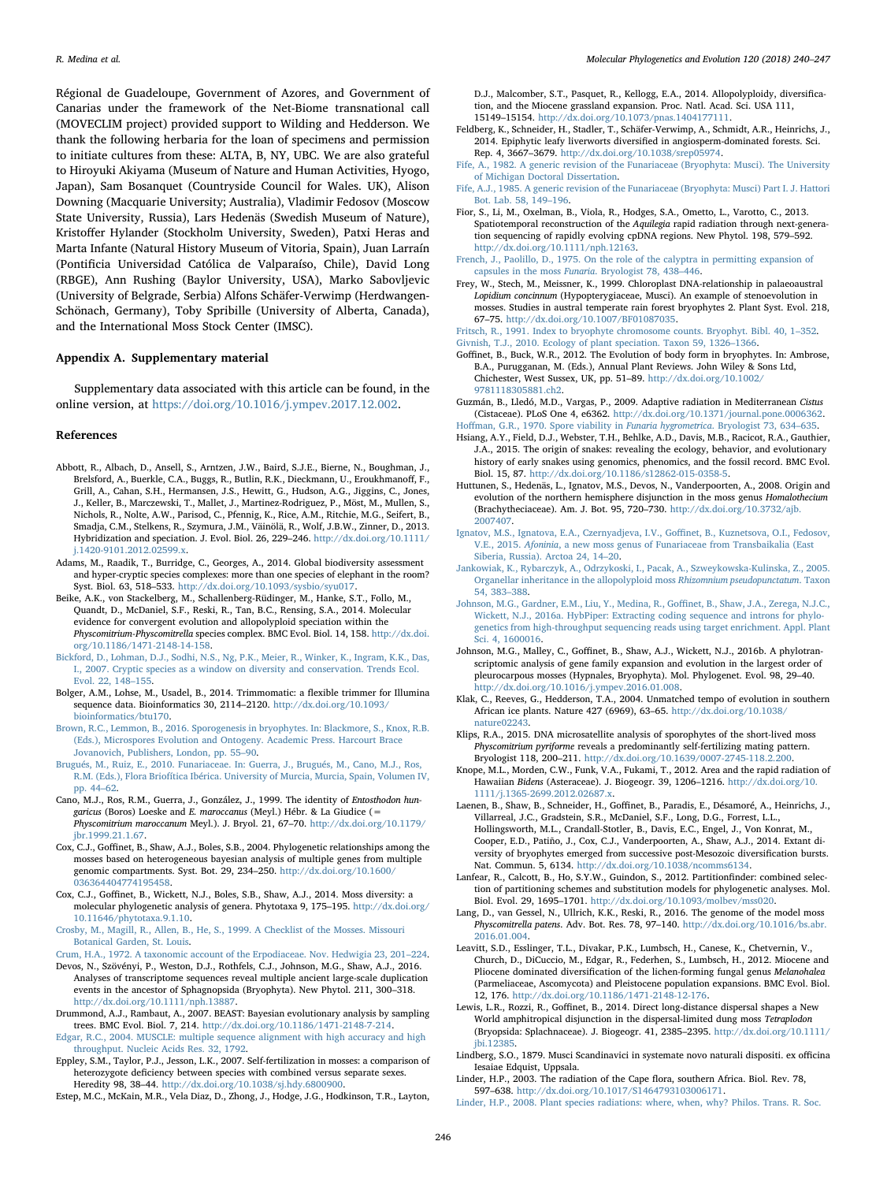Régional de Guadeloupe, Government of Azores, and Government of Canarias under the framework of the Net-Biome transnational call (MOVECLIM project) provided support to Wilding and Hedderson. We thank the following herbaria for the loan of specimens and permission to initiate cultures from these: ALTA, B, NY, UBC. We are also grateful to Hiroyuki Akiyama (Museum of Nature and Human Activities, Hyogo, Japan), Sam Bosanquet (Countryside Council for Wales. UK), Alison Downing (Macquarie University; Australia), Vladimir Fedosov (Moscow State University, Russia), Lars Hedenäs (Swedish Museum of Nature), Kristoffer Hylander (Stockholm University, Sweden), Patxi Heras and Marta Infante (Natural History Museum of Vitoria, Spain), Juan Larraín (Pontificia Universidad Católica de Valparaíso, Chile), David Long (RBGE), Ann Rushing (Baylor University, USA), Marko Sabovljevic (University of Belgrade, Serbia) Alfons Schäfer-Verwimp (Herdwangen-Schönach, Germany), Toby Spribille (University of Alberta, Canada), and the International Moss Stock Center (IMSC).

## Appendix A. Supplementary material

Supplementary data associated with this article can be found, in the online version, at https://doi.org/10.1016/j.ympev.2017.12.002.

## References

Abbott, R., Albach, D., Ansell, S., Arntzen, J.W., Baird, S.J.E., Bierne, N., Boughman, J., Brelsford, A., Buerkle, C.A., Buggs, R., Butlin, R.K., Dieckmann, U., Eroukhmanoff, F., Grill, A., Cahan, S.H., Hermansen, J.S., Hewitt, G., Hudson, A.G., Jiggins, C., Jones, J., Keller, B., Marczewski, T., Mallet, J., Martinez-Rodriguez, P., Möst, M., Mullen, S., Nichols, R., Nolte, A.W., Parisod, C., Pfennig, K., Rice, A.M., Ritchie, M.G., Seifert, B., Smadja, C.M., Stelkens, R., Szymura, J.M., Väinölä, R., Wolf, J.B.W., Zinner, D., 2013. Hybridization and speciation. J. Evol. Biol. 26, 229–246. http://dx.doi.org/10.1111/j.1420-9101.2012.02599.x.

Adams, M., Raadik, T., Burridge, C., Georges, A., 2014. Global biodiversity assessment and hyper-cryptic species complexes: more than one species of elephant in the room? Syst. Biol. 63, 518–533. http://dx.doi.org/10.1093/sysbio/syu017.

Beike, A.K., von Stackelberg, M., Schallenberg-Rüdinger, M., Hanke, S.T., Follo, M., Quandt, D., McDaniel, S.F., Reski, R., Tan, B.C., Rensing, S.A., 2014. Molecular evidence for convergent evolution and allopolyploid speciation within the *Physcomitrium-Physcomitrella* species complex. BMC Evol. Biol. 14, 158. http://dx.doi.org/10.1186/1471-2148-14-158.

Bickford, D., Lohman, D.J., Sodhi, N.S., Ng, P.K., Meier, R., Winker, K., Ingram, K.K., Das, I., 2007. Cryptic species as a window on diversity and conservation. Trends Ecol. Evol. 22, 148–155.

Bolger, A.M., Lohse, M., Usadel, B., 2014. Trimmomatic: a flexible trimmer for Illumina sequence data. Bioinformatics 30, 2114–2120. http://dx.doi.org/10.1093/bioinformatics/btu170.

Brown, R.C., Lemmon, B., 2016. Sporogenesis in bryophytes. In: Blackmore, S., Knox, R.B. (Eds.), Microspores Evolution and Ontogeny. Academic Press. Harcourt Brace Jovanovich, Publishers, London, pp. 55–90.

Brugués, M., Ruiz, E., 2010. Funariaceae. In: Guerra, J., Brugués, M., Cano, M.J., Ros, R.M. (Eds.), Flora Briofítica Ibérica. University of Murcia, Murcia, Spain, Volumen IV, pp. 44–62.

Cano, M.J., Ros, R.M., Guerra, J., González, J., 1999. The identity of *Entosthodon hungaricus* (Boros) Loeske and *E. maroccanus* (Meyl.) Hébr. & La Giudice (= *Physcomitrium maroccanum* Meyl.). J. Bryol. 21, 67–70. http://dx.doi.org/10.1179/jbr.1999.21.1.67.

Cox, C.J., Goffinet, B., Shaw, A.J., Boles, S.B., 2004. Phylogenetic relationships among the mosses based on heterogeneous bayesian analysis of multiple genes from multiple genomic compartments. Syst. Bot. 29, 234–250. http://dx.doi.org/10.1600/036364404774195458.

Cox, C.J., Goffinet, B., Wickett, N.J., Boles, S.B., Shaw, A.J., 2014. Moss diversity: a molecular phylogenetic analysis of genera. Phytotaxa 9, 175–195. http://dx.doi.org/10.11646/phytotaxa.9.1.10.

Crosby, M., Magill, R., Allen, B., He, S., 1999. A Checklist of the Mosses. Missouri Botanical Garden, St. Louis.

Crum, H.A., 1972. A taxonomic account of the Erpodiaceae. Nov. Hedwigia 23, 201–224.

Devos, N., Szövényi, P., Weston, D.J., Rothfels, C.J., Johnson, M.G., Shaw, A.J., 2016. Analyses of transcriptome sequences reveal multiple ancient large-scale duplication events in the ancestor of Sphagnopsida (Bryophyta). New Phytol. 211, 300–318. http://dx.doi.org/10.1111/nph.13887.

Drummond, A.J., Rambaut, A., 2007. BEAST: Bayesian evolutionary analysis by sampling trees. BMC Evol. Biol. 7, 214. http://dx.doi.org/10.1186/1471-2148-7-214.

Edgar, R.C., 2004. MUSCLE: multiple sequence alignment with high accuracy and high throughput. Nucleic Acids Res. 32, 1792.

Eppley, S.M., Taylor, P.J., Jesson, L.K., 2007. Self-fertilization in mosses: a comparison of heterozygote deficiency between species with combined versus separate sexes. Heredity 98, 38–44. http://dx.doi.org/10.1038/sj.hdy.6800900.

Estep, M.C., McKain, M.R., Vela Diaz, D., Zhong, J., Hodge, J.G., Hodkinson, T.R., Layton, D.J., Malcomber, S.T., Pasquet, R., Kellogg, E.A., 2014. Allopolyploidy, diversification, and the Miocene grassland expansion. Proc. Natl. Acad. Sci. USA 111, 15149–15154. http://dx.doi.org/10.1073/pnas.1404177111.

Feldberg, K., Schneider, H., Stadler, T., Schäfer-Verwimp, A., Schmidt, A.R., Heinrichs, J., 2014. Epiphytic leafy liverworts diversified in angiosperm-dominated forests. Sci. Rep. 4, 3667–3679. http://dx.doi.org/10.1038/srep05974.

Fife, A., 1982. A generic revision of the Funariaceae (Bryophyta: Musci). The University of Michigan Doctoral Dissertation.

Fife, A.J., 1985. A generic revision of the Funariaceae (Bryophyta: Musci) Part I. J. Hattori Bot. Lab. 58, 149–196.

Fior, S., Li, M., Oxelman, B., Viola, R., Hodges, S.A., Ometto, L., Varotto, C., 2013. Spatiotemporal reconstruction of the *Aquilegia* rapid radiation through next-generation sequencing of rapidly evolving cpDNA regions. New Phytol. 198, 579–592. http://dx.doi.org/10.1111/nph.12163.

French, J., Paolillo, D., 1975. On the role of the calyptra in permitting expansion of capsules in the moss *Funaria*. Bryologist 78, 438–446.

Frey, W., Stech, M., Meissner, K., 1999. Chloroplast DNA-relationship in palaeoaustral *Lopidium concinnum* (Hypopterygiaceae, Musci). An example of stenoevolution in mosses. Studies in austral temperate rain forest bryophytes 2. Plant Syst. Evol. 218, 67–75. http://dx.doi.org/10.1007/BF01087035.

Fritsch, R., 1991. Index to bryophyte chromosome counts. Bryophyt. Bibl. 40, 1–352.

Givnish, T.J., 2010. Ecology of plant speciation. Taxon 59, 1326–1366.

Goffinet, B., Buck, W.R., 2012. The Evolution of body form in bryophytes. In: Ambrose, B.A., Purugganan, M. (Eds.), Annual Plant Reviews. John Wiley & Sons Ltd, Chichester, West Sussex, UK, pp. 51–89. http://dx.doi.org/10.1002/9781118305881.ch2.

Guzmán, B., Lledó, M.D., Vargas, P., 2009. Adaptive radiation in Mediterranean *Cistus* (Cistaceae). PLoS One 4, e6362. http://dx.doi.org/10.1371/journal.pone.0006362.

Hoffman, G.R., 1970. Spore viability in *Funaria hygrometrica*. Bryologist 73, 634–635.

Hsiang, A.Y., Field, D.J., Webster, T.H., Behlke, A.D., Davis, M.B., Racicot, R.A., Gauthier, J.A., 2015. The origin of snakes: revealing the ecology, behavior, and evolutionary history of early snakes using genomics, phenomics, and the fossil record. BMC Evol. Biol. 15, 87. http://dx.doi.org/10.1186/s12862-015-0358-5.

Huttunen, S., Hedenäs, L., Ignatov, M.S., Devos, N., Vanderpoorten, A., 2008. Origin and evolution of the northern hemisphere disjunction in the moss genus *Homalothecium* (Brachytheciaceae). Am. J. Bot. 95, 720–730. http://dx.doi.org/10.3732/ajb.2007407.

Ignatov, M.S., Ignatova, E.A., Czernyadjeva, I.V., Goffinet, B., Kuznetsova, O.I., Fedosov, V.E., 2015. *Afonina*, a new moss genus of Funariaceae from Transbaikalia (East Siberia, Russia). Arctoa 24, 14–20.

Jankowiak, K., Rybarczyk, A., Odrzykoski, I., Pacak, A., Szweykowska-Kulinska, Z., 2005. Organellar inheritance in the allopolyploid moss *Rhizomnium pseudopunctatum*. Taxon 54, 383–388.

Johnson, M.G., Gardner, E.M., Liu, Y., Medina, R., Goffinet, B., Shaw, J.A., Zerega, N.J.C., Wickett, N.J., 2016a. HybPiper: Extracting coding sequence and introns for phylogenetics from high-throughput sequencing reads using target enrichment. Appl. Plant Sci. 4, 1600016.

Johnson, M.G., Malley, C., Goffinet, B., Shaw, A.J., Wickett, N.J., 2016b. A phylotranscriptomic analysis of gene family expansion and evolution in the largest order of pleurocarpous mosses (Hypnales, Bryophyta). Mol. Phylogenet. Evol. 98, 29–40. http://dx.doi.org/10.1016/j.ympev.2016.01.008.

Klak, C., Reeves, G., Hedderson, T.A., 2004. Unmatched tempo of evolution in southern African ice plants. Nature 427 (6969), 63–65. http://dx.doi.org/10.1038/nature02243.

Klips, R.A., 2015. DNA microsatellite analysis of sporophytes of the short-lived moss *Physcomitrium pyriforme* reveals a predominantly self-fertilizing mating pattern. Bryologist 118, 200–211. http://dx.doi.org/10.1639/0007-2745-118.2.200.

Knope, M.L., Morden, C.W., Funk, V.A., Fukami, T., 2012. Area and the rapid radiation of Hawaiian *Bidens* (Asteraceae). J. Biogeogr. 39, 1206–1216. http://dx.doi.org/10.1111/j.1365-2699.2012.02687.x.

Laenen, B., Shaw, B., Schneider, H., Goffinet, B., Paradis, E., Désamoré, A., Heinrichs, J., Villarreal, J.C., Gradstein, S.R., McDaniel, S.F., Long, D.G., Forrest, L.L., Hollingsworth, M.L., Crandall-Stotler, B., Davis, E.C., Engel, J., Von Konrat, M., Cooper, E.D., Patiño, J., Cox, C.J., Vanderpoorten, A., Shaw, A.J., 2014. Extant diversity of bryophytes emerged from successive post-Mesozoic diversification bursts. Nat. Commun. 5, 6134. http://dx.doi.org/10.1038/ncomms6134.

Lanfear, R., Calcott, B., Ho, S.Y.W., Guindon, S., 2012. Partitionfinder: combined selection of partitioning schemes and substitution models for phylogenetic analyses. Mol. Biol. Evol. 29, 1695–1701. http://dx.doi.org/10.1093/molbev/mss020.

Lang, D., van Gessel, N., Ullrich, K.K., Reski, R., 2016. The genome of the model moss *Physcomitrella patens*. Adv. Bot. Res. 78, 97–140. http://dx.doi.org/10.1016/bs.abr.2016.01.004.

Leavitt, S.D., Esslinger, T.L., Divakar, P.K., Lumbsch, H., Canese, K., Chetvernin, V., Church, D., DiCuccio, M., Edgar, R., Federhen, S., Lumbsch, H., 2012. Miocene and Pliocene dominated diversification of the lichen-forming fungal genus *Melanohalea* (Parmeliaceae, Ascomycota) and Pleistocene population expansions. BMC Evol. Biol. 12, 176. http://dx.doi.org/10.1186/1471-2148-12-176.

Lewis, L.R., Rozzi, R., Goffinet, B., 2014. Direct long-distance dispersal shapes a New World amphitropical disjunction in the dispersal-limited dung moss *Tetraplodon* (Bryopsida: Splachnaceae). J. Biogeogr. 41, 2385–2395. http://dx.doi.org/10.1111/jbi.12385.

Lindberg, S.O., 1879. Musci Scandinavici in systemate novo naturali dispositi. ex officina Iesaiae Edquist, Uppsala.

Linder, H.P., 2003. The radiation of the Cape flora, southern Africa. Biol. Rev. 78, 597–638. http://dx.doi.org/10.1017/S1464793103006171.

Linder, H.P., 2008. Plant species radiations: where, when, why? Philos. Trans. R. Soc.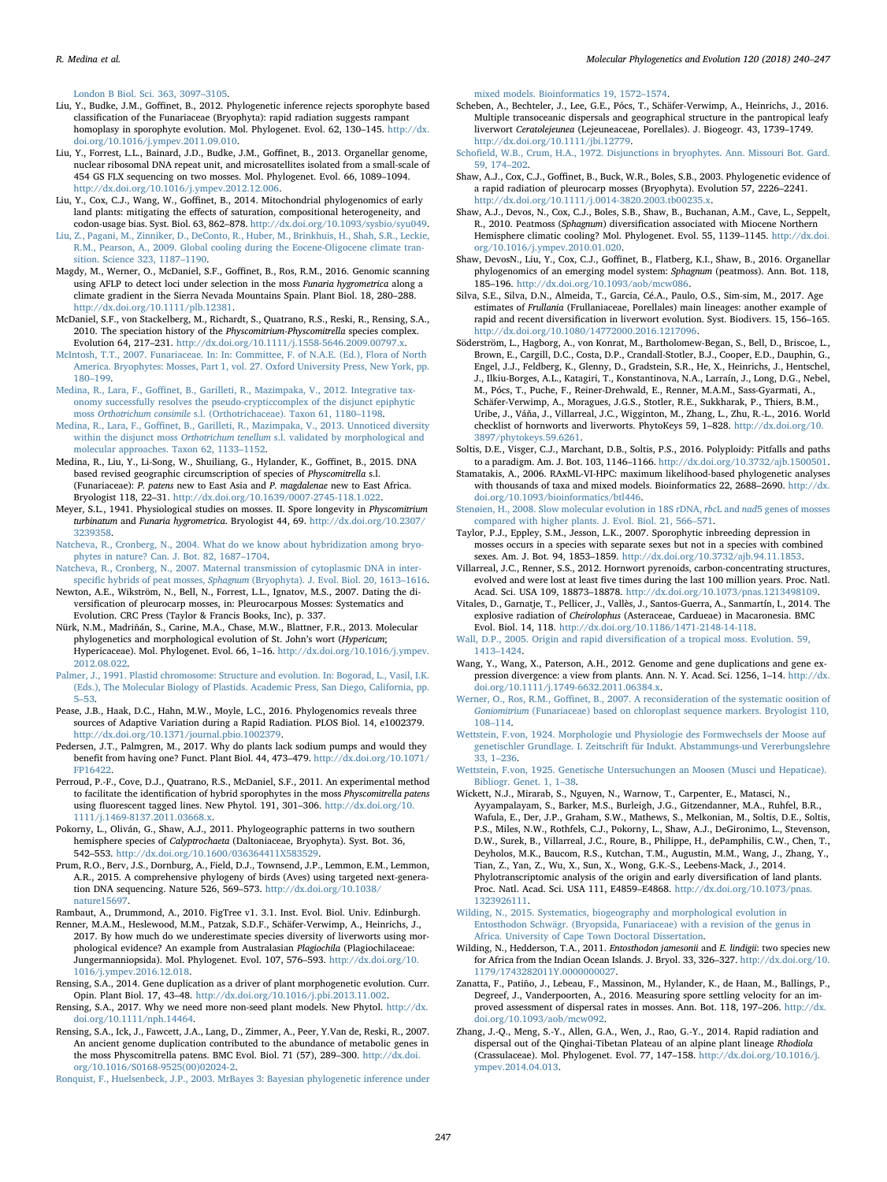London B Biol. Sci. 363, 3097–3105.

Liu, Y., Budke, J.M., Goffinet, B., 2012. Phylogenetic inference rejects sporophyte based classification of the Funariaceae (Bryophyta): rapid radiation suggests rampant homoplasy in sporophyte evolution. Mol. Phylogenet. Evol. 62, 130–145. http://dx.doi.org/10.1016/j.ympev.2011.09.010.

Liu, Y., Forrest, L.L., Bainard, J.D., Budke, J.M., Goffinet, B., 2013. Organellar genome, nuclear ribosomal DNA repeat unit, and microsatellites isolated from a small-scale of 454 GS FLX sequencing on two mosses. Mol. Phylogenet. Evol. 66, 1089–1094. http://dx.doi.org/10.1016/j.ympev.2012.12.006.

Liu, Y., Cox, C.J., Wang, W., Goffinet, B., 2014. Mitochondrial phylogenomics of early land plants: mitigating the effects of saturation, compositional heterogeneity, and codon-usage bias. Syst. Biol. 63, 862–878. http://dx.doi.org/10.1093/sysbio/syu049.

Liu, Z., Pagani, M., Zinniker, D., DeConto, R., Huber, M., Brinkhuis, H., Shah, S.R., Leckie, R.M., Pearson, A., 2009. Global cooling during the Eocene-Oligocene climate transition. Science 323, 1187–1190.

Magdy, M., Werner, O., McDaniel, S.F., Goffinet, B., Ros, R.M., 2016. Genomic scanning using AFLP to detect loci under selection in the moss *Funaria hygrometrica* along a climate gradient in the Sierra Nevada Mountains Spain. Plant Biol. 18, 280–288. http://dx.doi.org/10.1111/plb.12381.

McDaniel, S.F., von Stackelberg, M., Richardt, S., Quatrano, R.S., Reski, R., Rensing, S.A., 2010. The speciation history of the *Physcomitrium-Physcomitrella* species complex. Evolution 64, 217–231. http://dx.doi.org/10.1111/j.1558-5646.2009.00797.x.

McIntosh, T.T., 2007. Funariaceae. In: In: Committee, F. of N.A.E. (Ed.), Flora of North America. Bryophytes: Mosses, Part 1, vol. 27. Oxford University Press, New York, pp. 180–199.

Medina, R., Lara, F., Goffinet, B., Garilleti, R., Mazimpaka, V., 2012. Integrative taxonomy successfully resolves the pseudo-crypticcomplex of the disjunct epiphytic moss *Orthotrichum consimile* s.l. (Orthotrichaceae). Taxon 61, 1180–1198.

Medina, R., Lara, F., Goffinet, B., Garilleti, R., Mazimpaka, V., 2013. Unnoticed diversity within the disjunct moss *Orthotrichum tenellum* s.l. validated by morphological and molecular approaches. Taxon 62, 1133–1152.

Medina, R., Liu, Y., Li-Song, W., Shuiliang, G., Hylander, K., Goffinet, B., 2015. DNA based revised geographic circumscription of species of *Physcomitrella* s.l. (Funariaceae): *P. patens* new to East Asia and *P. magdalenae* new to East Africa. Bryologist 118, 22–31. http://dx.doi.org/10.1639/0007-2745-118.1.022.

Meyer, S.L., 1941. Physiological studies on mosses. II. Spore longevity in *Physcomitrium turbinatum* and *Funaria hygrometrica*. Bryologist 44, 69. http://dx.doi.org/10.2307/3239358.

Natcheva, R., Cronberg, N., 2004. What do we know about hybridization among bryophytes in nature? Can. J. Bot. 82, 1687–1704.

Natcheva, R., Cronberg, N., 2007. Maternal transmission of cytoplasmic DNA in interspecific hybrids of peat mosses, *Sphagnum* (Bryophyta). J. Evol. Biol. 20, 1613–1616.

Newton, A.E., Wikström, N., Bell, N., Forrest, L.L., Ignatov, M.S., 2007. Dating the diversification of pleurocarp mosses, in: Pleurocarpous Mosses: Systematics and Evolution. CRC Press (Taylor & Francis Books, Inc), p. 337.

Nürk, N.M., Madriñán, S., Carine, M.A., Chase, M.W., Blattner, F.R., 2013. Molecular phylogenetics and morphological evolution of St. John's wort (*Hypericum*; Hypericaceae). Mol. Phylogenet. Evol. 66, 1–16. http://dx.doi.org/10.1016/j.ympev.2012.08.022.

Palmer, J., 1991. Plastid chromosome: Structure and evolution. In: Bogorad, L., Vasil, I.K. (Eds.), The Molecular Biology of Plastids. Academic Press, San Diego, California, pp. 5–53.

Pease, J.B., Haak, D.C., Hahn, M.W., Moyle, L.C., 2016. Phylogenomics reveals three sources of Adaptive Variation during a Rapid Radiation. PLOS Biol. 14, e1002379. http://dx.doi.org/10.1371/journal.pbio.1002379.

Pedersen, J.T., Palmgren, M., 2017. Why do plants lack sodium pumps and would they benefit from having one? Funct. Plant Biol. 44, 473–479. http://dx.doi.org/10.1071/FP16422.

Perroud, P.-F., Cove, D.J., Quatrano, R.S., McDaniel, S.F., 2011. An experimental method to facilitate the identification of hybrid sporophytes in the moss *Physcomitrella patens* using fluorescent tagged lines. New Phytol. 191, 301–306. http://dx.doi.org/10.1111/j.1469-8137.2011.03668.x.

Pokorny, L., Oliván, G., Shaw, A.J., 2011. Phylogeographic patterns in two southern hemisphere species of *Calyptrochaeta* (Daltoniaceae, Bryophyta). Syst. Bot. 36, 542–553. http://dx.doi.org/10.1600/036364411X583529.

Prum, R.O., Berv, J.S., Dornburg, A., Field, D.J., Townsend, J.P., Lemmon, E.M., Lemmon, A.R., 2015. A comprehensive phylogeny of birds (Aves) using targeted next-generation DNA sequencing. Nature 526, 569–573. http://dx.doi.org/10.1038/nature15697.

Rambaut, A., Drummond, A., 2010. FigTree v1. 3.1. Inst. Evol. Biol. Univ. Edinburgh.

Renner, M.A.M., Heslewood, M.M., Patzak, S.D.F., Schäfer-Verwimp, A., Heinrichs, J., 2017. By how much do we underestimate species diversity of liverworts using morphological evidence? An example from Australasian *Plagiochila* (Plagiochilaceae: Jungermanniopsida). Mol. Phylogenet. Evol. 107, 576–593. http://dx.doi.org/10.1016/j.ympev.2016.12.018.

Rensing, S.A., 2014. Gene duplication as a driver of plant morphogenetic evolution. Curr. Opin. Plant Biol. 17, 43–48. http://dx.doi.org/10.1016/j.pbi.2013.11.002.

Rensing, S.A., 2017. Why we need more non-seed plant models. New Phytol. http://dx.doi.org/10.1111/nph.14464.

Rensing, S.A., Ick, J., Fawcett, J.A., Lang, D., Zimmer, A., Peer, Y.Van de, Reski, R., 2007. An ancient genome duplication contributed to the abundance of metabolic genes in the moss Physcomitrella patens. BMC Evol. Biol. 71 (57), 289–300. http://dx.doi.org/10.1016/S0168-9525(00)02024-2.

Ronquist, F., Huelsenbeck, J.P., 2003. MrBayes 3: Bayesian phylogenetic inference under mixed models. Bioinformatics 19, 1572–1574.

Scheben, A., Bechteler, J., Lee, G.E., Pócs, T., Schäfer-Verwimp, A., Heinrichs, J., 2016. Multiple transoceanic dispersals and geographical structure in the pantropical leafy liverwort *Ceratolejeunea* (Lejeuneaceae, Porellales). J. Biogeogr. 43, 1739–1749. http://dx.doi.org/10.1111/jbi.12779.

Schofield, W.B., Crum, H.A., 1972. Disjunctions in bryophytes. Ann. Missouri Bot. Gard. 59, 174–202.

Shaw, A.J., Cox, C.J., Goffinet, B., Buck, W.R., Boles, S.B., 2003. Phylogenetic evidence of a rapid radiation of pleurocarp mosses (Bryophyta). Evolution 57, 2226–2241. http://dx.doi.org/10.1111/j.0014-3820.2003.tb00235.x.

Shaw, A.J., Devos, N., Cox, C.J., Boles, S.B., Shaw, B., Buchanan, A.M., Cave, L., Seppelt, R., 2010. Peatmoss (*Sphagnum*) diversification associated with Miocene Northern Hemisphere climatic cooling? Mol. Phylogenet. Evol. 55, 1139–1145. http://dx.doi.org/10.1016/j.ympev.2010.01.020.

Shaw, DevosN., Liu, Y., Cox, C.J., Goffinet, B., Flatberg, K.I., Shaw, B., 2016. Organellar phylogenomics of an emerging model system: *Sphagnum* (peatmoss). Ann. Bot. 118, 185–196. http://dx.doi.org/10.1093/aob/mcw086.

Silva, S.E., Silva, D.N., Almeida, T., Garcia, Cé.A., Paulo, O.S., Sim-sim, M., 2017. Age estimates of *Frullania* (Frullaniaceae, Porellales) main lineages: another example of rapid and recent diversification in liverwort evolution. Syst. Biodivers. 15, 156–165. http://dx.doi.org/10.1080/14772000.2016.1217096.

Söderström, L., Hagborg, A., von Konrat, M., Bartholomew-Began, S., Bell, D., Briscoe, L., Brown, E., Cargill, D.C., Costa, D.P., Crandall-Stotler, B.J., Cooper, E.D., Dauphin, G., Engel, J.J., Feldberg, K., Glenny, D., Gradstein, S.R., He, X., Heinrichs, J., Hentschel, J., Ilkiu-Borges, A.L., Katagiri, T., Konstantinova, N.A., Larraín, J., Long, D.G., Nebel, M., Pócs, T., Puche, F., Reiner-Drehwald, E., Renner, M.A.M., Sass-Gyarmati, A., Schäfer-Verwimp, A., Moragues, J.G.S., Stotler, R.E., Sukkharak, P., Thiers, B.M., Uribe, J., Váňa, J., Villarreal, J.C., Wigginton, M., Zhang, L., Zhu, R.-L., 2016. World checklist of hornworts and liverworts. PhytoKeys 59, 1–828. http://dx.doi.org/10.3897/phytokeys.59.6261.

Soltis, D.E., Visger, C.J., Marchant, D.B., Soltis, P.S., 2016. Polyploidy: Pitfalls and paths to a paradigm. Am. J. Bot. 103, 1146–1166. http://dx.doi.org/10.3732/ajb.1500501.

Stamatakis, A., 2006. RAxML-VI-HPC: maximum likelihood-based phylogenetic analyses with thousands of taxa and mixed models. Bioinformatics 22, 2688–2690. http://dx.doi.org/10.1093/bioinformatics/btl446.

Stenøien, H., 2008. Slow molecular evolution in 18S rDNA, *rbc*L and *nad*5 genes of mosses compared with higher plants. J. Evol. Biol. 21, 566–571.

Taylor, P.J., Eppley, S.M., Jesson, L.K., 2007. Sporophytic inbreeding depression in mosses occurs in a species with separate sexes but not in a species with combined sexes. Am. J. Bot. 94, 1853–1859. http://dx.doi.org/10.3732/ajb.94.11.1853.

Villarreal, J.C., Renner, S.S., 2012. Hornwort pyrenoids, carbon-concentrating structures, evolved and were lost at least five times during the last 100 million years. Proc. Natl. Acad. Sci. USA 109, 18873–18878. http://dx.doi.org/10.1073/pnas.1213498109.

Vitales, D., Garnatje, T., Pellicer, J., Vallès, J., Santos-Guerra, A., Sanmartín, I., 2014. The explosive radiation of *Cheirolophus* (Asteraceae, Cardueae) in Macaronesia. BMC Evol. Biol. 14, 118. http://dx.doi.org/10.1186/1471-2148-14-118.

Wall, D.P., 2005. Origin and rapid diversification of a tropical moss. Evolution. 59, 1413–1424.

Wang, Y., Wang, X., Paterson, A.H., 2012. Genome and gene duplications and gene expression divergence: a view from plants. Ann. N. Y. Acad. Sci. 1256, 1–14. http://dx.doi.org/10.1111/j.1749-6632.2011.06384.x.

Werner, O., Ros, R.M., Goffinet, B., 2007. A reconsideration of the systematic oosition of *Goniomitrium* (Funariaceae) based on chloroplast sequence markers. Bryologist 110, 108–114.

Wettstein, F.von, 1924. Morphologie und Physiologie des Formwechsels der Moose auf genetischler Grundlage. I. Zeitschrift für Indukt. Abstammungs-und Vererbungslehre 33, 1–236.

Wettstein, F.von, 1925. Genetische Untersuchungen an Moosen (Musci und Hepaticae). Bibliogr. Genet. 1, 1–38.

Wickett, N.J., Mirarab, S., Nguyen, N., Warnow, T., Carpenter, E., Matasci, N., Ayyampalayam, S., Barker, M.S., Burleigh, J.G., Gitzendanner, M.A., Ruhfel, B.R., Wafula, E., Der, J.P., Graham, S.W., Mathews, S., Melkonian, M., Soltis, D.E., Soltis, P.S., Miles, N.W., Rothfels, C.J., Pokorny, L., Shaw, A.J., DeGironimo, L., Stevenson, D.W., Surek, B., Villarreal, J.C., Roure, B., Philippe, H., dePamphilis, C.W., Chen, T., Deyholos, M.K., Baucom, R.S., Kutchan, T.M., Augustin, M.M., Wang, J., Zhang, Y., Tian, Z., Yan, Z., Wu, X., Sun, X., Wong, G.K.-S., Leebens-Mack, J., 2014. Phylotranscriptomic analysis of the origin and early diversification of land plants. Proc. Natl. Acad. Sci. USA 111, E4859–E4868. http://dx.doi.org/10.1073/pnas.1323926111.

Wilding, N., 2015. Systematics, biogeography and morphological evolution in Entosthodon Schwägr. (Bryopsida, Funariaceae) with a revision of the genus in Africa. University of Cape Town Doctoral Dissertation.

Wilding, N., Hedderson, T.A., 2011. *Entosthodon jamesonii* and *E. lindigii*: two species new for Africa from the Indian Ocean Islands. J. Bryol. 33, 326–327. http://dx.doi.org/10.1179/1743282011Y.0000000027.

Zanatta, F., Patiño, J., Lebeau, F., Massinon, M., Hylander, K., de Haan, M., Ballings, P., Degreef, J., Vanderpoorten, A., 2016. Measuring spore settling velocity for an improved assessment of dispersal rates in mosses. Ann. Bot. 118, 197–206. http://dx.doi.org/10.1093/aob/mcw092.

Zhang, J.-Q., Meng, S.-Y., Allen, G.A., Wen, J., Rao, G.-Y., 2014. Rapid radiation and dispersal out of the Qinghai-Tibetan Plateau of an alpine plant lineage *Rhodiola* (Crassulaceae). Mol. Phylogenet. Evol. 77, 147–158. http://dx.doi.org/10.1016/j.ympev.2014.04.013.